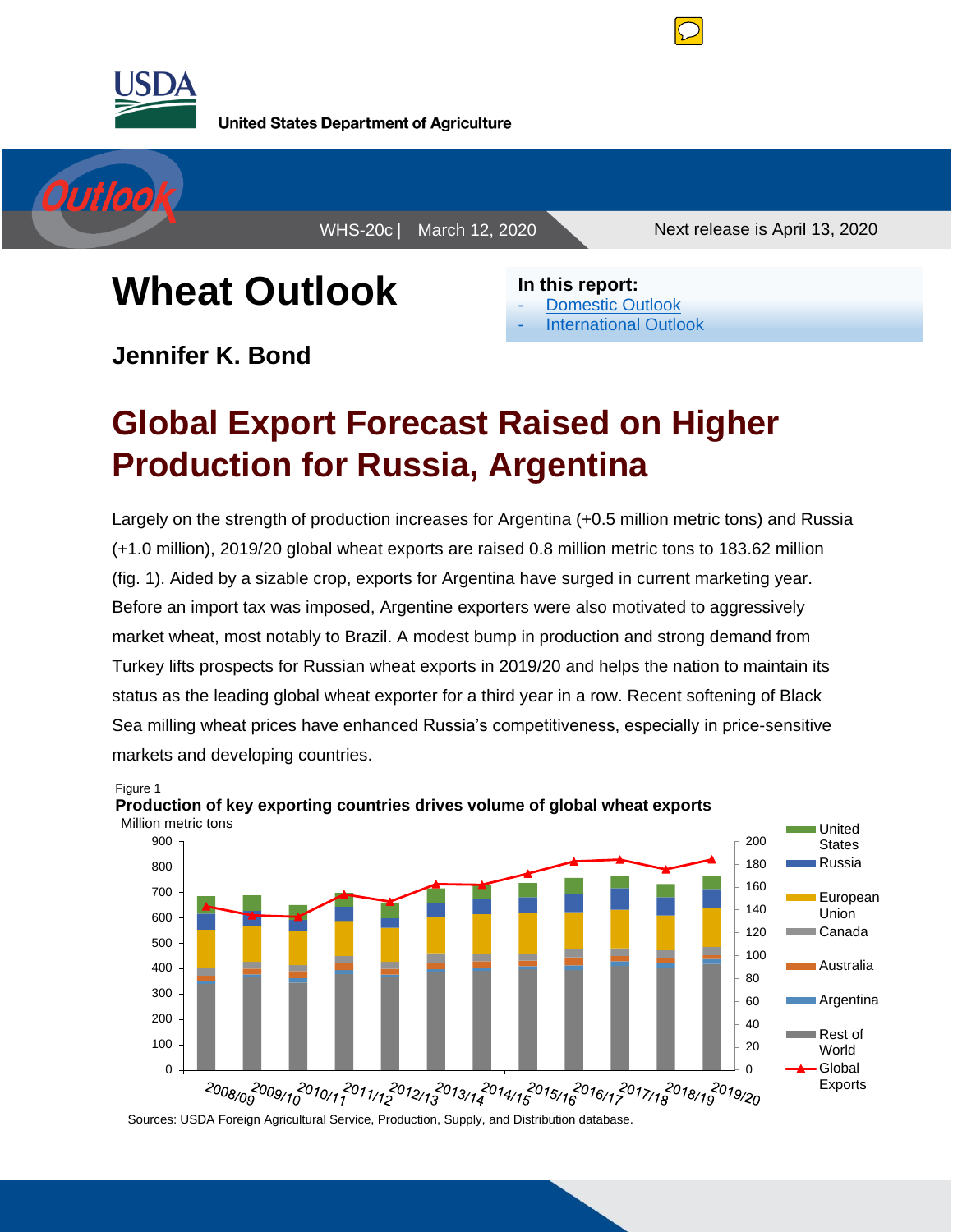United States Department of Agriculture

WHS-20c | March 12, 2020

Next release is April 13, 2020

# Wheat Outlook

**Jennifer K. Bond**

**In this report:**

- Domestic Outlook
- International Outlook

## Global Export Forecast Raised on Higher Production for Russia, Argentina

Largely on the strength of production increases for Argentina (+0.5 million metric tons) and Russia (+1.0 million), 2019/20 global wheat exports are raised 0.8 million metric tons to 183.62 million (fig. 1). Aided by a sizable crop, exports for Argentina have surged in current marketing year. Before an import tax was imposed, Argentine exporters were also motivated to aggressively market wheat, most notably to Brazil. A modest bump in production and strong demand from Turkey lifts prospects for Russian wheat exports in 2019/20 and helps the nation to maintain its status as the leading global wheat exporter for a third year in a row. Recent softening of Black Sea milling wheat prices have enhanced Russia's competitiveness, especially in price-sensitive markets and developing countries.

Figure 1

**Production of key exporting countries drives volume of global wheat exports**

Sources: USDA Foreign Agricultural Service, Production, Supply, and Distribution database.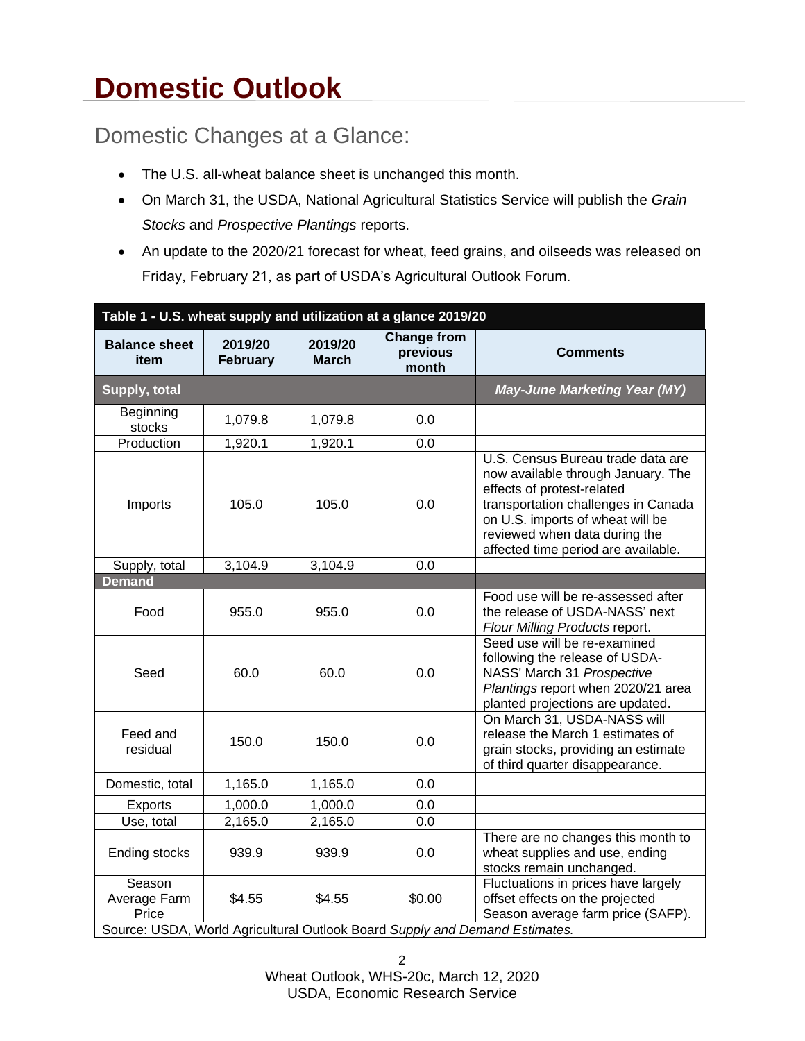# Domestic Outlook

## Domestic Changes at a Glance:

- The U.S. all-wheat balance sheet is unchanged this month.
- On March 31, the USDA, National Agricultural Statistics Service will publish the *Grain Stocks* and *Prospective Plantings* reports.
- An update to the 2020/21 forecast for wheat, feed grains, and oilseeds was released on Friday, February 21, as part of USDA's Agricultural Outlook Forum.

**Table 1 - U.S. wheat supply and utilization at a glance 2019/20**

| Balance sheet item | 2019/20 February | 2019/20 March | Change from previous month | Comments |
|---|---|---|---|---|
| **Supply, total** | | | | ***May-June Marketing Year (MY)*** |
| Beginning stocks | 1,079.8 | 1,079.8 | 0.0 | |
| Production | 1,920.1 | 1,920.1 | 0.0 | |
| Imports | 105.0 | 105.0 | 0.0 | U.S. Census Bureau trade data are now available through January. The effects of protest-related transportation challenges in Canada on U.S. imports of wheat will be reviewed when data during the affected time period are available. |
| Supply, total | 3,104.9 | 3,104.9 | 0.0 | |
| **Demand** | | | | |
| Food | 955.0 | 955.0 | 0.0 | Food use will be re-assessed after the release of USDA-NASS' next *Flour Milling Products* report. |
| Seed | 60.0 | 60.0 | 0.0 | Seed use will be re-examined following the release of USDA-NASS' March 31 *Prospective Plantings* report when 2020/21 area planted projections are updated. |
| Feed and residual | 150.0 | 150.0 | 0.0 | On March 31, USDA-NASS will release the March 1 estimates of grain stocks, providing an estimate of third quarter disappearance. |
| Domestic, total | 1,165.0 | 1,165.0 | 0.0 | |
| Exports | 1,000.0 | 1,000.0 | 0.0 | |
| Use, total | 2,165.0 | 2,165.0 | 0.0 | |
| Ending stocks | 939.9 | 939.9 | 0.0 | There are no changes this month to wheat supplies and use, ending stocks remain unchanged. |
| Season Average Farm Price | $4.55 | $4.55 | $0.00 | Fluctuations in prices have largely offset effects on the projected Season average farm price (SAFP). |

Source: USDA, World Agricultural Outlook Board *Supply and Demand Estimates.*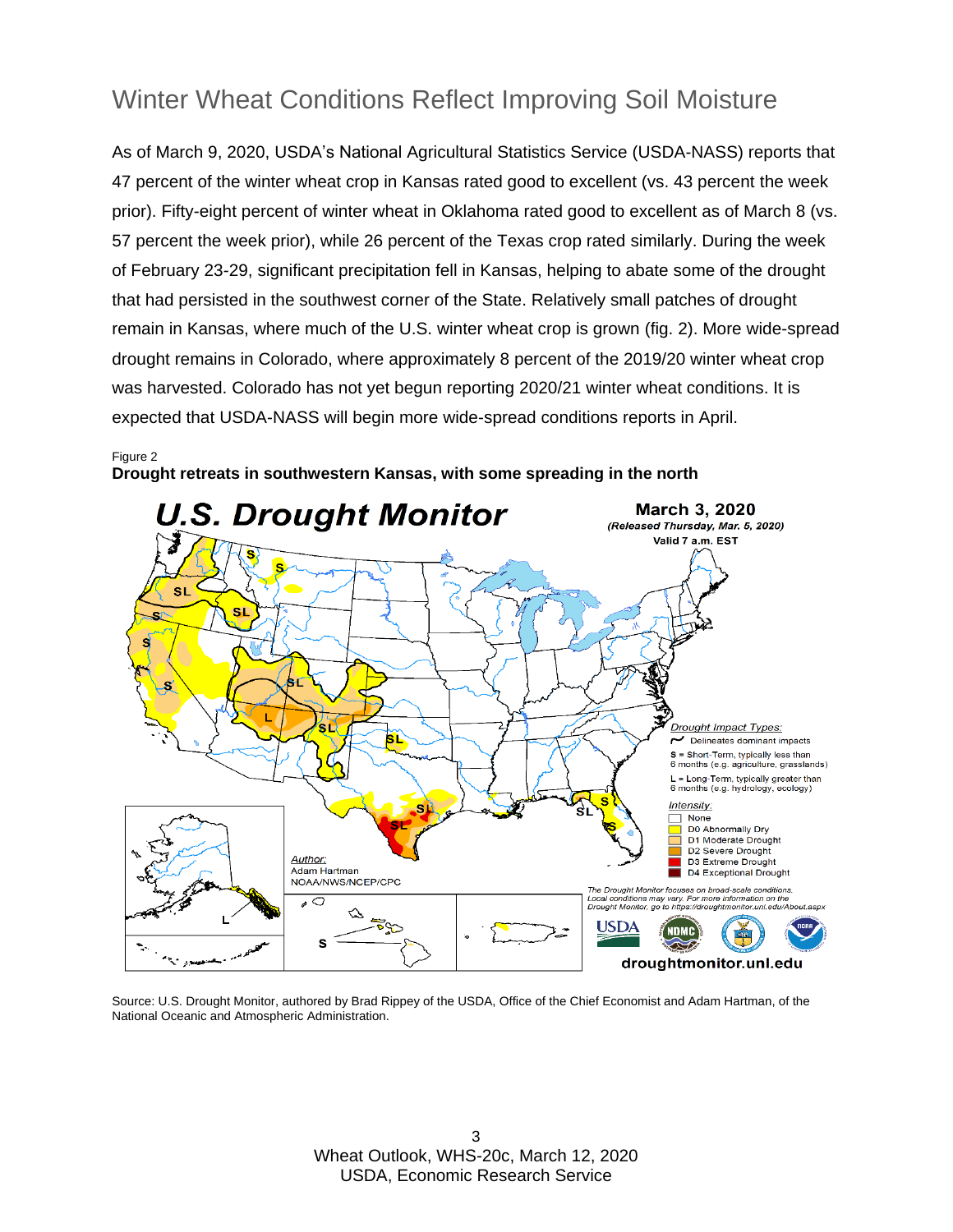# Winter Wheat Conditions Reflect Improving Soil Moisture

As of March 9, 2020, USDA's National Agricultural Statistics Service (USDA-NASS) reports that 47 percent of the winter wheat crop in Kansas rated good to excellent (vs. 43 percent the week prior). Fifty-eight percent of winter wheat in Oklahoma rated good to excellent as of March 8 (vs. 57 percent the week prior), while 26 percent of the Texas crop rated similarly. During the week of February 23-29, significant precipitation fell in Kansas, helping to abate some of the drought that had persisted in the southwest corner of the State. Relatively small patches of drought remain in Kansas, where much of the U.S. winter wheat crop is grown (fig. 2). More wide-spread drought remains in Colorado, where approximately 8 percent of the 2019/20 winter wheat crop was harvested. Colorado has not yet begun reporting 2020/21 winter wheat conditions. It is expected that USDA-NASS will begin more wide-spread conditions reports in April.

Figure 2

**Drought retreats in southwestern Kansas, with some spreading in the north**

Source: U.S. Drought Monitor, authored by Brad Rippey of the USDA, Office of the Chief Economist and Adam Hartman, of the National Oceanic and Atmospheric Administration.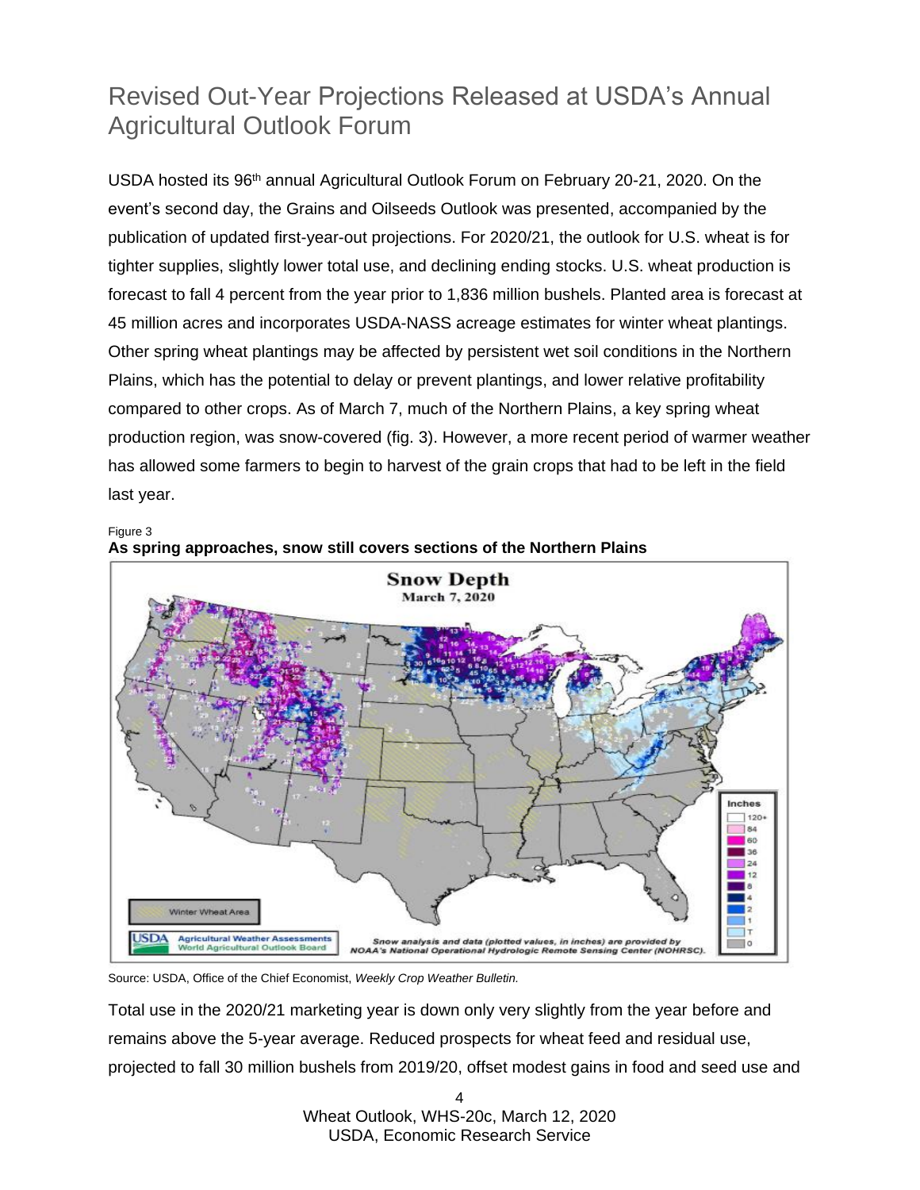## Revised Out-Year Projections Released at USDA's Annual Agricultural Outlook Forum

USDA hosted its 96th annual Agricultural Outlook Forum on February 20-21, 2020. On the event's second day, the Grains and Oilseeds Outlook was presented, accompanied by the publication of updated first-year-out projections. For 2020/21, the outlook for U.S. wheat is for tighter supplies, slightly lower total use, and declining ending stocks. U.S. wheat production is forecast to fall 4 percent from the year prior to 1,836 million bushels. Planted area is forecast at 45 million acres and incorporates USDA-NASS acreage estimates for winter wheat plantings. Other spring wheat plantings may be affected by persistent wet soil conditions in the Northern Plains, which has the potential to delay or prevent plantings, and lower relative profitability compared to other crops. As of March 7, much of the Northern Plains, a key spring wheat production region, was snow-covered (fig. 3). However, a more recent period of warmer weather has allowed some farmers to begin to harvest of the grain crops that had to be left in the field last year.

Figure 3
**As spring approaches, snow still covers sections of the Northern Plains**

Source: USDA, Office of the Chief Economist, *Weekly Crop Weather Bulletin.*

Total use in the 2020/21 marketing year is down only very slightly from the year before and remains above the 5-year average. Reduced prospects for wheat feed and residual use, projected to fall 30 million bushels from 2019/20, offset modest gains in food and seed use and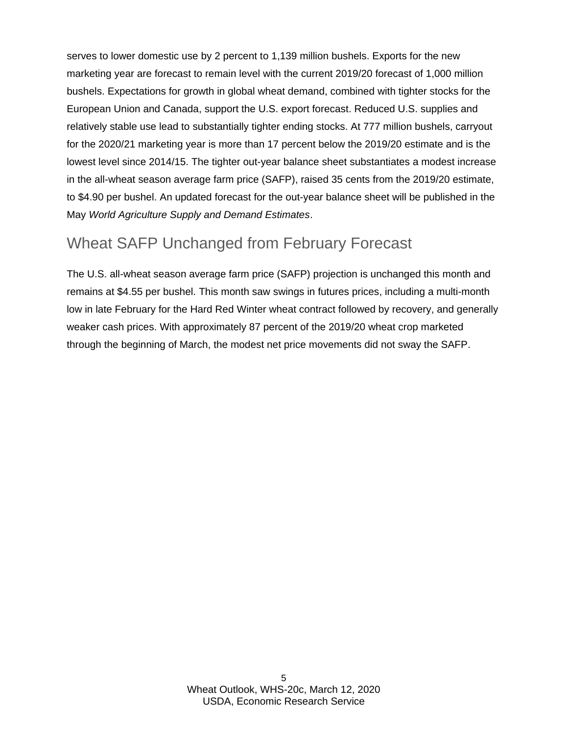serves to lower domestic use by 2 percent to 1,139 million bushels. Exports for the new marketing year are forecast to remain level with the current 2019/20 forecast of 1,000 million bushels. Expectations for growth in global wheat demand, combined with tighter stocks for the European Union and Canada, support the U.S. export forecast. Reduced U.S. supplies and relatively stable use lead to substantially tighter ending stocks. At 777 million bushels, carryout for the 2020/21 marketing year is more than 17 percent below the 2019/20 estimate and is the lowest level since 2014/15. The tighter out-year balance sheet substantiates a modest increase in the all-wheat season average farm price (SAFP), raised 35 cents from the 2019/20 estimate, to $4.90 per bushel. An updated forecast for the out-year balance sheet will be published in the May *World Agriculture Supply and Demand Estimates*.

## Wheat SAFP Unchanged from February Forecast

The U.S. all-wheat season average farm price (SAFP) projection is unchanged this month and remains at $4.55 per bushel. This month saw swings in futures prices, including a multi-month low in late February for the Hard Red Winter wheat contract followed by recovery, and generally weaker cash prices. With approximately 87 percent of the 2019/20 wheat crop marketed through the beginning of March, the modest net price movements did not sway the SAFP.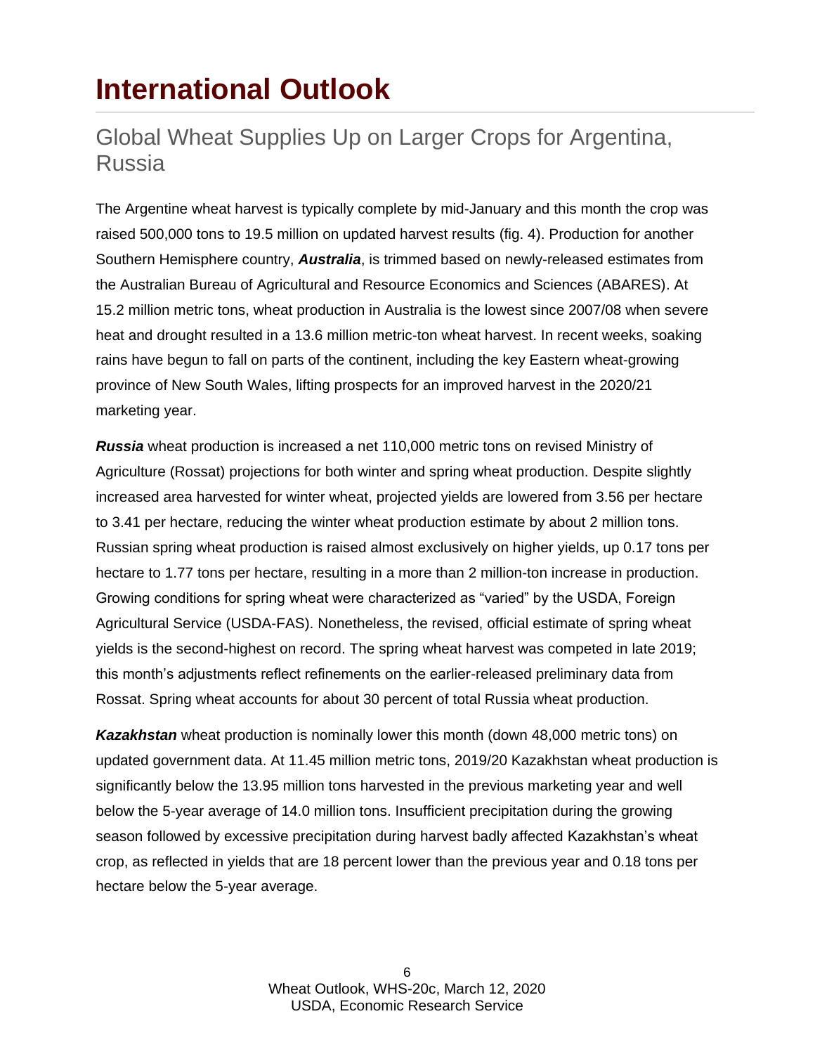# International Outlook

## Global Wheat Supplies Up on Larger Crops for Argentina, Russia

The Argentine wheat harvest is typically complete by mid-January and this month the crop was raised 500,000 tons to 19.5 million on updated harvest results (fig. 4). Production for another Southern Hemisphere country, ***Australia***, is trimmed based on newly-released estimates from the Australian Bureau of Agricultural and Resource Economics and Sciences (ABARES). At 15.2 million metric tons, wheat production in Australia is the lowest since 2007/08 when severe heat and drought resulted in a 13.6 million metric-ton wheat harvest. In recent weeks, soaking rains have begun to fall on parts of the continent, including the key Eastern wheat-growing province of New South Wales, lifting prospects for an improved harvest in the 2020/21 marketing year.

***Russia*** wheat production is increased a net 110,000 metric tons on revised Ministry of Agriculture (Rossat) projections for both winter and spring wheat production. Despite slightly increased area harvested for winter wheat, projected yields are lowered from 3.56 per hectare to 3.41 per hectare, reducing the winter wheat production estimate by about 2 million tons. Russian spring wheat production is raised almost exclusively on higher yields, up 0.17 tons per hectare to 1.77 tons per hectare, resulting in a more than 2 million-ton increase in production. Growing conditions for spring wheat were characterized as "varied" by the USDA, Foreign Agricultural Service (USDA-FAS). Nonetheless, the revised, official estimate of spring wheat yields is the second-highest on record. The spring wheat harvest was competed in late 2019; this month's adjustments reflect refinements on the earlier-released preliminary data from Rossat. Spring wheat accounts for about 30 percent of total Russia wheat production.

***Kazakhstan*** wheat production is nominally lower this month (down 48,000 metric tons) on updated government data. At 11.45 million metric tons, 2019/20 Kazakhstan wheat production is significantly below the 13.95 million tons harvested in the previous marketing year and well below the 5-year average of 14.0 million tons. Insufficient precipitation during the growing season followed by excessive precipitation during harvest badly affected Kazakhstan's wheat crop, as reflected in yields that are 18 percent lower than the previous year and 0.18 tons per hectare below the 5-year average.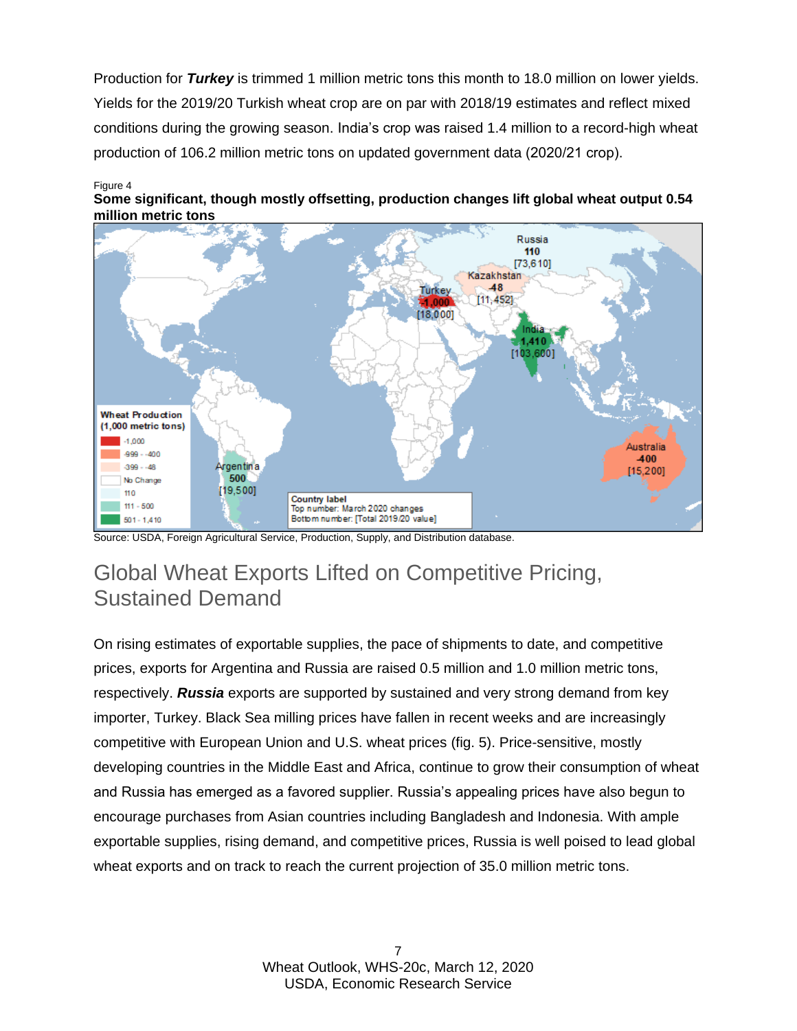Production for ***Turkey*** is trimmed 1 million metric tons this month to 18.0 million on lower yields. Yields for the 2019/20 Turkish wheat crop are on par with 2018/19 estimates and reflect mixed conditions during the growing season. India's crop was raised 1.4 million to a record-high wheat production of 106.2 million metric tons on updated government data (2020/21 crop).

Figure 4
**Some significant, though mostly offsetting, production changes lift global wheat output 0.54 million metric tons**

Source: USDA, Foreign Agricultural Service, Production, Supply, and Distribution database.

## Global Wheat Exports Lifted on Competitive Pricing, Sustained Demand

On rising estimates of exportable supplies, the pace of shipments to date, and competitive prices, exports for Argentina and Russia are raised 0.5 million and 1.0 million metric tons, respectively. ***Russia*** exports are supported by sustained and very strong demand from key importer, Turkey. Black Sea milling prices have fallen in recent weeks and are increasingly competitive with European Union and U.S. wheat prices (fig. 5). Price-sensitive, mostly developing countries in the Middle East and Africa, continue to grow their consumption of wheat and Russia has emerged as a favored supplier. Russia's appealing prices have also begun to encourage purchases from Asian countries including Bangladesh and Indonesia. With ample exportable supplies, rising demand, and competitive prices, Russia is well poised to lead global wheat exports and on track to reach the current projection of 35.0 million metric tons.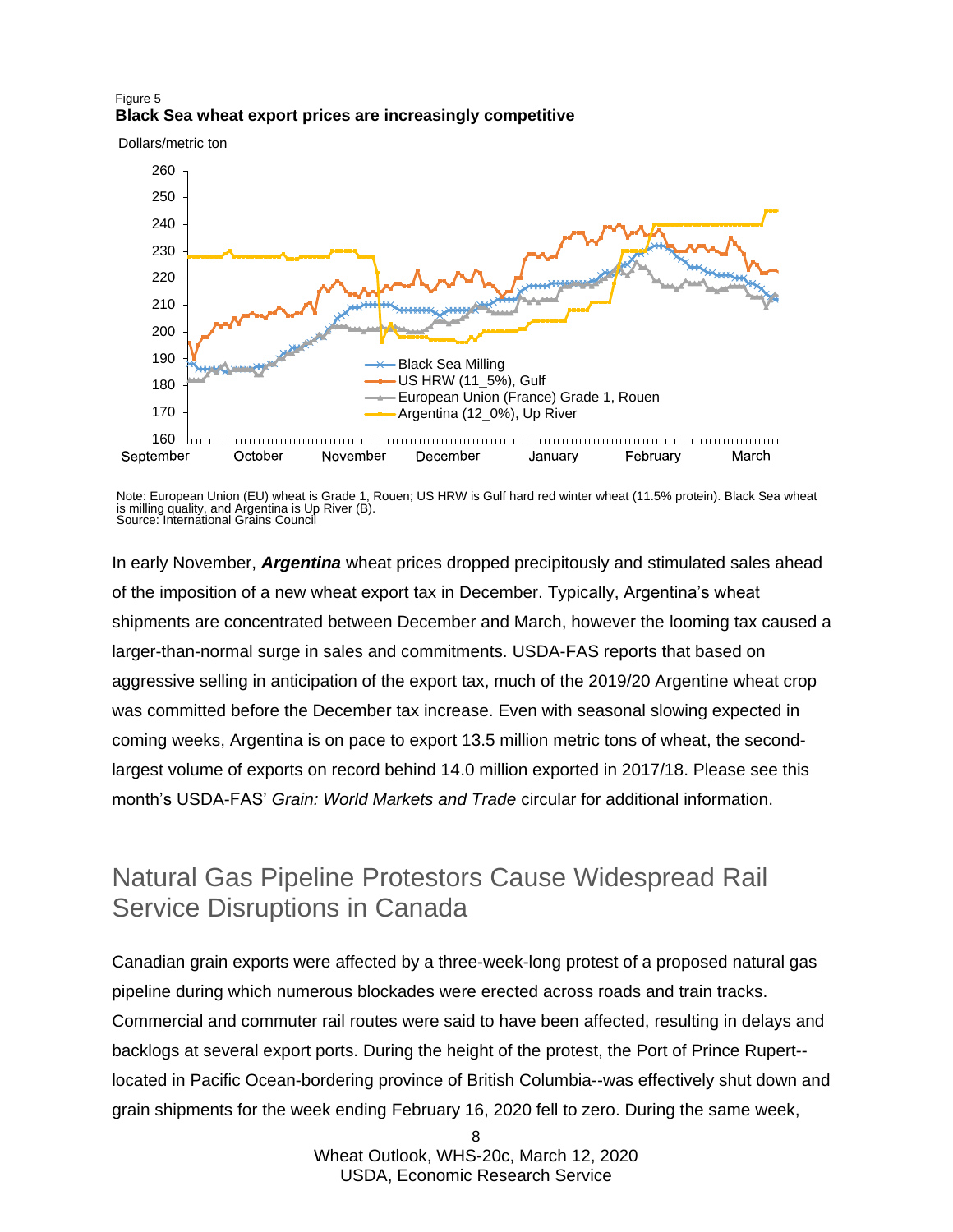Figure 5

**Black Sea wheat export prices are increasingly competitive**

Note: European Union (EU) wheat is Grade 1, Rouen; US HRW is Gulf hard red winter wheat (11.5% protein). Black Sea wheat is milling quality, and Argentina is Up River (B).
Source: International Grains Council

In early November, ***Argentina*** wheat prices dropped precipitously and stimulated sales ahead of the imposition of a new wheat export tax in December. Typically, Argentina's wheat shipments are concentrated between December and March, however the looming tax caused a larger-than-normal surge in sales and commitments. USDA-FAS reports that based on aggressive selling in anticipation of the export tax, much of the 2019/20 Argentine wheat crop was committed before the December tax increase. Even with seasonal slowing expected in coming weeks, Argentina is on pace to export 13.5 million metric tons of wheat, the second-largest volume of exports on record behind 14.0 million exported in 2017/18. Please see this month's USDA-FAS' *Grain: World Markets and Trade* circular for additional information.

## Natural Gas Pipeline Protestors Cause Widespread Rail Service Disruptions in Canada

Canadian grain exports were affected by a three-week-long protest of a proposed natural gas pipeline during which numerous blockades were erected across roads and train tracks. Commercial and commuter rail routes were said to have been affected, resulting in delays and backlogs at several export ports. During the height of the protest, the Port of Prince Rupert--located in Pacific Ocean-bordering province of British Columbia--was effectively shut down and grain shipments for the week ending February 16, 2020 fell to zero. During the same week,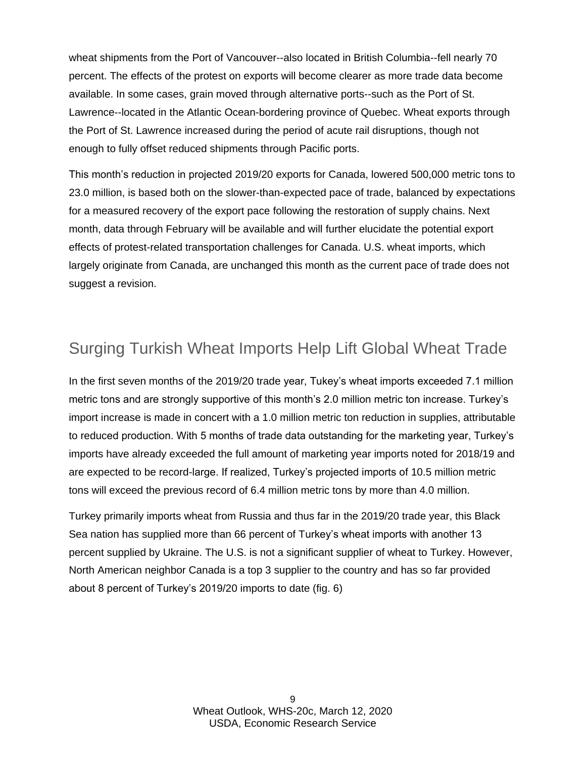wheat shipments from the Port of Vancouver--also located in British Columbia--fell nearly 70 percent. The effects of the protest on exports will become clearer as more trade data become available. In some cases, grain moved through alternative ports--such as the Port of St. Lawrence--located in the Atlantic Ocean-bordering province of Quebec. Wheat exports through the Port of St. Lawrence increased during the period of acute rail disruptions, though not enough to fully offset reduced shipments through Pacific ports.

This month's reduction in projected 2019/20 exports for Canada, lowered 500,000 metric tons to 23.0 million, is based both on the slower-than-expected pace of trade, balanced by expectations for a measured recovery of the export pace following the restoration of supply chains. Next month, data through February will be available and will further elucidate the potential export effects of protest-related transportation challenges for Canada. U.S. wheat imports, which largely originate from Canada, are unchanged this month as the current pace of trade does not suggest a revision.

## Surging Turkish Wheat Imports Help Lift Global Wheat Trade

In the first seven months of the 2019/20 trade year, Tukey's wheat imports exceeded 7.1 million metric tons and are strongly supportive of this month's 2.0 million metric ton increase. Turkey's import increase is made in concert with a 1.0 million metric ton reduction in supplies, attributable to reduced production. With 5 months of trade data outstanding for the marketing year, Turkey's imports have already exceeded the full amount of marketing year imports noted for 2018/19 and are expected to be record-large. If realized, Turkey's projected imports of 10.5 million metric tons will exceed the previous record of 6.4 million metric tons by more than 4.0 million.

Turkey primarily imports wheat from Russia and thus far in the 2019/20 trade year, this Black Sea nation has supplied more than 66 percent of Turkey's wheat imports with another 13 percent supplied by Ukraine. The U.S. is not a significant supplier of wheat to Turkey. However, North American neighbor Canada is a top 3 supplier to the country and has so far provided about 8 percent of Turkey's 2019/20 imports to date (fig. 6)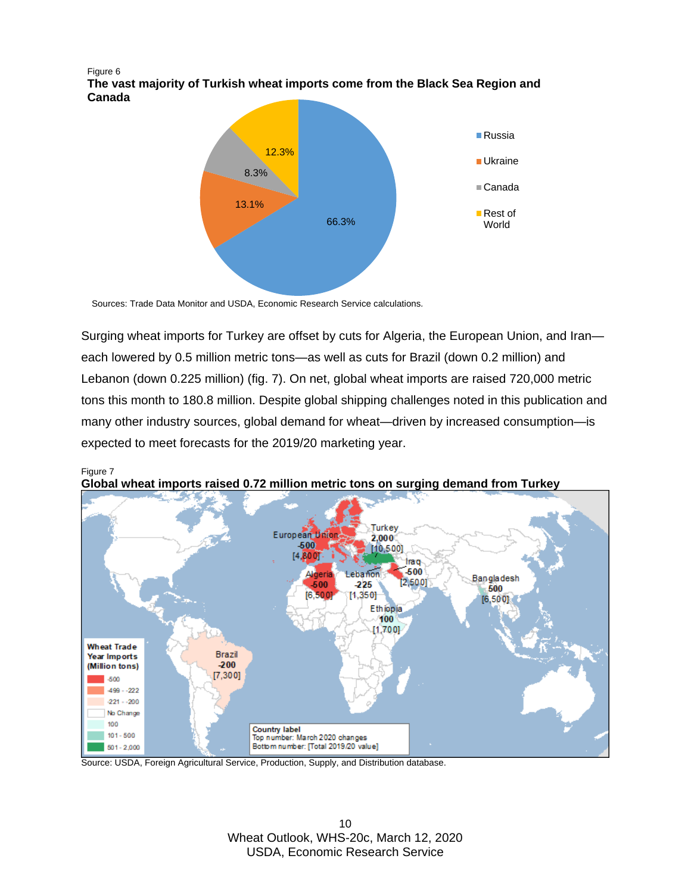Figure 6

**The vast majority of Turkish wheat imports come from the Black Sea Region and Canada**

| Country | Share |
|---|---|
| Russia | 66.3% |
| Ukraine | 13.1% |
| Canada | 8.3% |
| Rest of World | 12.3% |

Sources: Trade Data Monitor and USDA, Economic Research Service calculations.

Surging wheat imports for Turkey are offset by cuts for Algeria, the European Union, and Iran—each lowered by 0.5 million metric tons—as well as cuts for Brazil (down 0.2 million) and Lebanon (down 0.225 million) (fig. 7). On net, global wheat imports are raised 720,000 metric tons this month to 180.8 million. Despite global shipping challenges noted in this publication and many other industry sources, global demand for wheat—driven by increased consumption—is expected to meet forecasts for the 2019/20 marketing year.

Figure 7

**Global wheat imports raised 0.72 million metric tons on surging demand from Turkey**

| Country | March 2020 changes | Total 2019/20 value |
|---|---|---|
| European Union | -500 | [4,800] |
| Turkey | 2,000 | [10,500] |
| Iraq | 500 | [2,500] |
| Algeria | -500 | [6,500] |
| Lebanon | -225 | [1,350] |
| Bangladesh | 500 | [6,500] |
| Ethiopia | 100 | [1,700] |
| Brazil | -200 | [7,300] |

Wheat Trade Year Imports (Million tons): -500; -499 - -222; -221 - -200; No Change; 100; 101 - 500; 501 - 2,000

Country label: Top number: March 2020 changes; Bottom number: [Total 2019/20 value]

Source: USDA, Foreign Agricultural Service, Production, Supply, and Distribution database.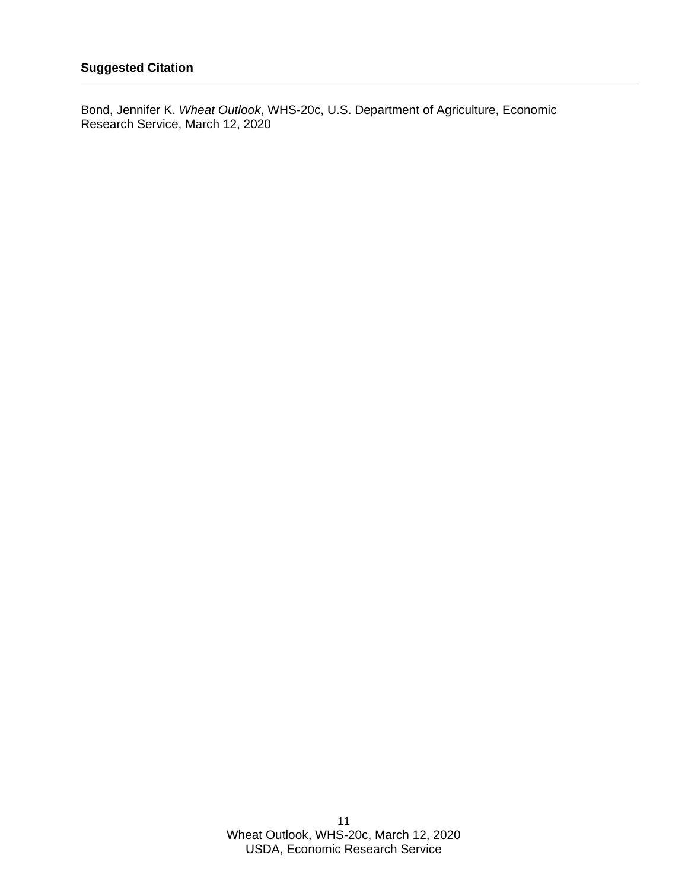### Suggested Citation

---

Bond, Jennifer K. *Wheat Outlook*, WHS-20c, U.S. Department of Agriculture, Economic Research Service, March 12, 2020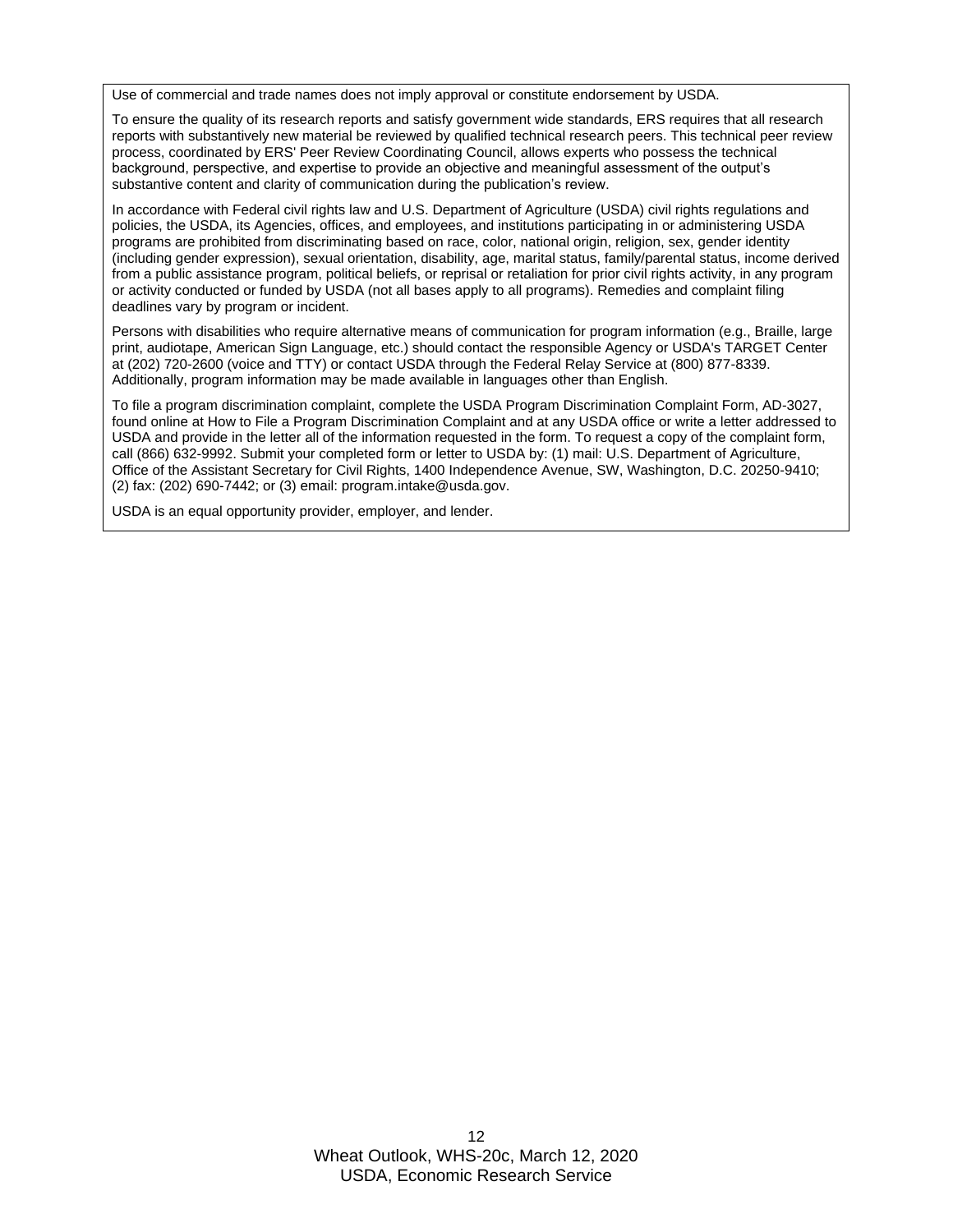Use of commercial and trade names does not imply approval or constitute endorsement by USDA.

To ensure the quality of its research reports and satisfy government wide standards, ERS requires that all research reports with substantively new material be reviewed by qualified technical research peers. This technical peer review process, coordinated by ERS' Peer Review Coordinating Council, allows experts who possess the technical background, perspective, and expertise to provide an objective and meaningful assessment of the output's substantive content and clarity of communication during the publication's review.

In accordance with Federal civil rights law and U.S. Department of Agriculture (USDA) civil rights regulations and policies, the USDA, its Agencies, offices, and employees, and institutions participating in or administering USDA programs are prohibited from discriminating based on race, color, national origin, religion, sex, gender identity (including gender expression), sexual orientation, disability, age, marital status, family/parental status, income derived from a public assistance program, political beliefs, or reprisal or retaliation for prior civil rights activity, in any program or activity conducted or funded by USDA (not all bases apply to all programs). Remedies and complaint filing deadlines vary by program or incident.

Persons with disabilities who require alternative means of communication for program information (e.g., Braille, large print, audiotape, American Sign Language, etc.) should contact the responsible Agency or USDA's TARGET Center at (202) 720-2600 (voice and TTY) or contact USDA through the Federal Relay Service at (800) 877-8339. Additionally, program information may be made available in languages other than English.

To file a program discrimination complaint, complete the USDA Program Discrimination Complaint Form, AD-3027, found online at How to File a Program Discrimination Complaint and at any USDA office or write a letter addressed to USDA and provide in the letter all of the information requested in the form. To request a copy of the complaint form, call (866) 632-9992. Submit your completed form or letter to USDA by: (1) mail: U.S. Department of Agriculture, Office of the Assistant Secretary for Civil Rights, 1400 Independence Avenue, SW, Washington, D.C. 20250-9410; (2) fax: (202) 690-7442; or (3) email: program.intake@usda.gov.

USDA is an equal opportunity provider, employer, and lender.